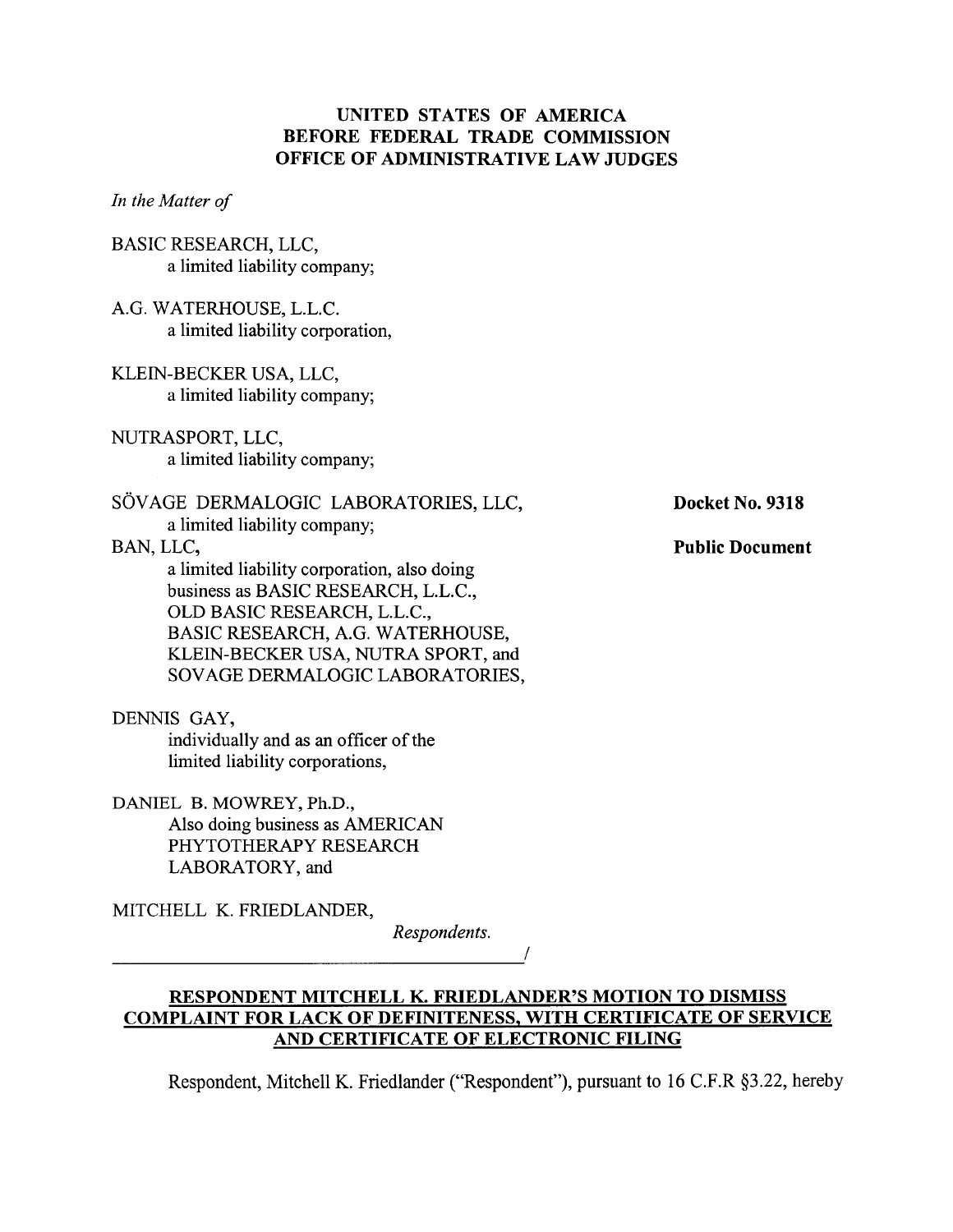# UNITED STATES OF AMERICA
# BEFORE FEDERAL TRADE COMMISSION
# OFFICE OF ADMINISTRATIVE LAW JUDGES

*In the Matter of*

BASIC RESEARCH, LLC,
a limited liability company;

A.G. WATERHOUSE, L.L.C.
a limited liability corporation,

KLEIN-BECKER USA, LLC,
a limited liability company;

NUTRASPORT, LLC,
a limited liability company;

SÖVAGE DERMALOGIC LABORATORIES, LLC,
a limited liability company;

BAN, LLC,
a limited liability corporation, also doing business as BASIC RESEARCH, L.L.C., OLD BASIC RESEARCH, L.L.C., BASIC RESEARCH, A.G. WATERHOUSE, KLEIN-BECKER USA, NUTRA SPORT, and SOVAGE DERMALOGIC LABORATORIES,

DENNIS GAY,
individually and as an officer of the limited liability corporations,

DANIEL B. MOWREY, Ph.D.,
Also doing business as AMERICAN PHYTOTHERAPY RESEARCH LABORATORY, and

MITCHELL K. FRIEDLANDER,

*Respondents.*

**Docket No. 9318**

**Public Document**

**RESPONDENT MITCHELL K. FRIEDLANDER'S MOTION TO DISMISS COMPLAINT FOR LACK OF DEFINITENESS, WITH CERTIFICATE OF SERVICE AND CERTIFICATE OF ELECTRONIC FILING**

Respondent, Mitchell K. Friedlander ("Respondent"), pursuant to 16 C.F.R §3.22, hereby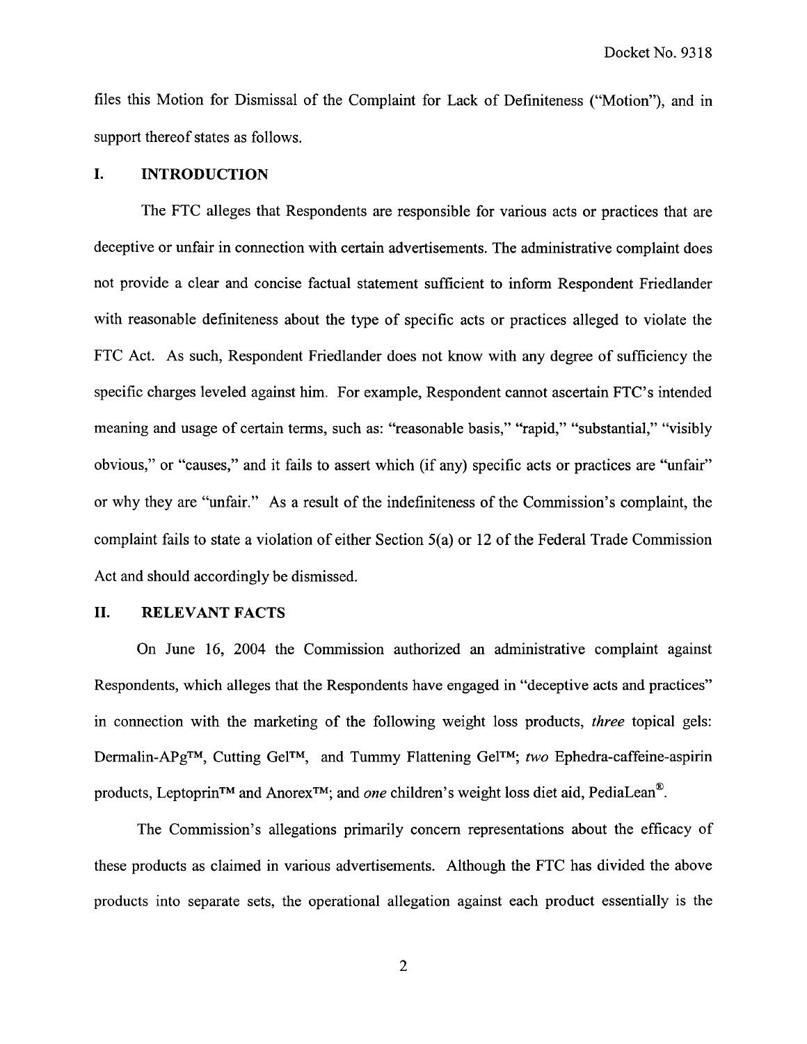files this Motion for Dismissal of the Complaint for Lack of Definiteness ("Motion"), and in support thereof states as follows.

## I. INTRODUCTION

The FTC alleges that Respondents are responsible for various acts or practices that are deceptive or unfair in connection with certain advertisements. The administrative complaint does not provide a clear and concise factual statement sufficient to inform Respondent Friedlander with reasonable definiteness about the type of specific acts or practices alleged to violate the FTC Act. As such, Respondent Friedlander does not know with any degree of sufficiency the specific charges leveled against him. For example, Respondent cannot ascertain FTC's intended meaning and usage of certain terms, such as: "reasonable basis," "rapid," "substantial," "visibly obvious," or "causes," and it fails to assert which (if any) specific acts or practices are "unfair" or why they are "unfair." As a result of the indefiniteness of the Commission's complaint, the complaint fails to state a violation of either Section 5(a) or 12 of the Federal Trade Commission Act and should accordingly be dismissed.

## II. RELEVANT FACTS

On June 16, 2004 the Commission authorized an administrative complaint against Respondents, which alleges that the Respondents have engaged in "deceptive acts and practices" in connection with the marketing of the following weight loss products, *three* topical gels: Dermalin-APg™, Cutting Gel™, and Tummy Flattening Gel™; *two* Ephedra-caffeine-aspirin products, Leptoprin™ and Anorex™; and *one* children's weight loss diet aid, PediaLean®.

The Commission's allegations primarily concern representations about the efficacy of these products as claimed in various advertisements. Although the FTC has divided the above products into separate sets, the operational allegation against each product essentially is the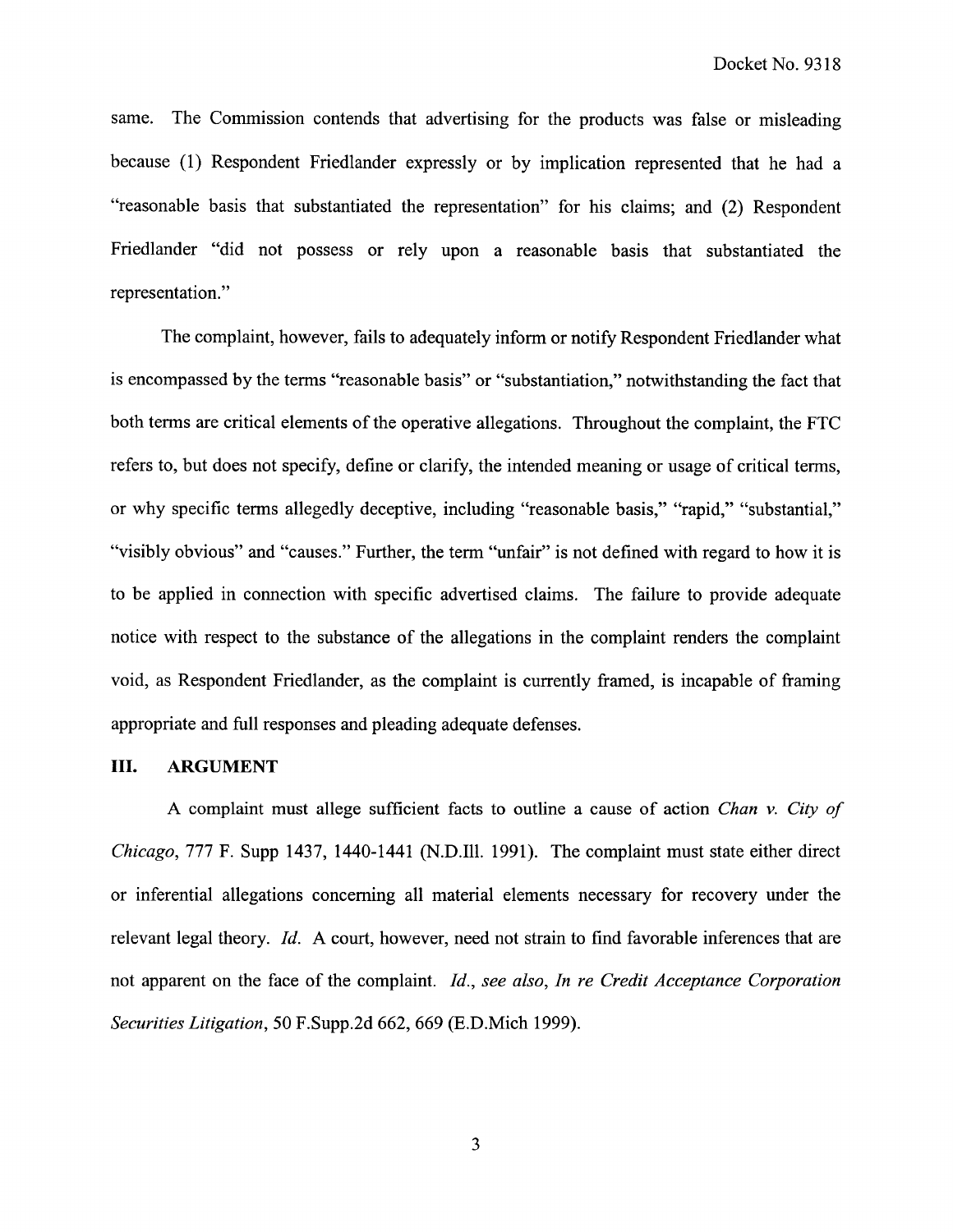same. The Commission contends that advertising for the products was false or misleading because (1) Respondent Friedlander expressly or by implication represented that he had a "reasonable basis that substantiated the representation" for his claims; and (2) Respondent Friedlander "did not possess or rely upon a reasonable basis that substantiated the representation."

The complaint, however, fails to adequately inform or notify Respondent Friedlander what is encompassed by the terms "reasonable basis" or "substantiation," notwithstanding the fact that both terms are critical elements of the operative allegations. Throughout the complaint, the FTC refers to, but does not specify, define or clarify, the intended meaning or usage of critical terms, or why specific terms allegedly deceptive, including "reasonable basis," "rapid," "substantial," "visibly obvious" and "causes." Further, the term "unfair" is not defined with regard to how it is to be applied in connection with specific advertised claims. The failure to provide adequate notice with respect to the substance of the allegations in the complaint renders the complaint void, as Respondent Friedlander, as the complaint is currently framed, is incapable of framing appropriate and full responses and pleading adequate defenses.

## III. ARGUMENT

A complaint must allege sufficient facts to outline a cause of action *Chan v. City of Chicago*, 777 F. Supp 1437, 1440-1441 (N.D.Ill. 1991). The complaint must state either direct or inferential allegations concerning all material elements necessary for recovery under the relevant legal theory. *Id.* A court, however, need not strain to find favorable inferences that are not apparent on the face of the complaint. *Id., see also, In re Credit Acceptance Corporation Securities Litigation*, 50 F.Supp.2d 662, 669 (E.D.Mich 1999).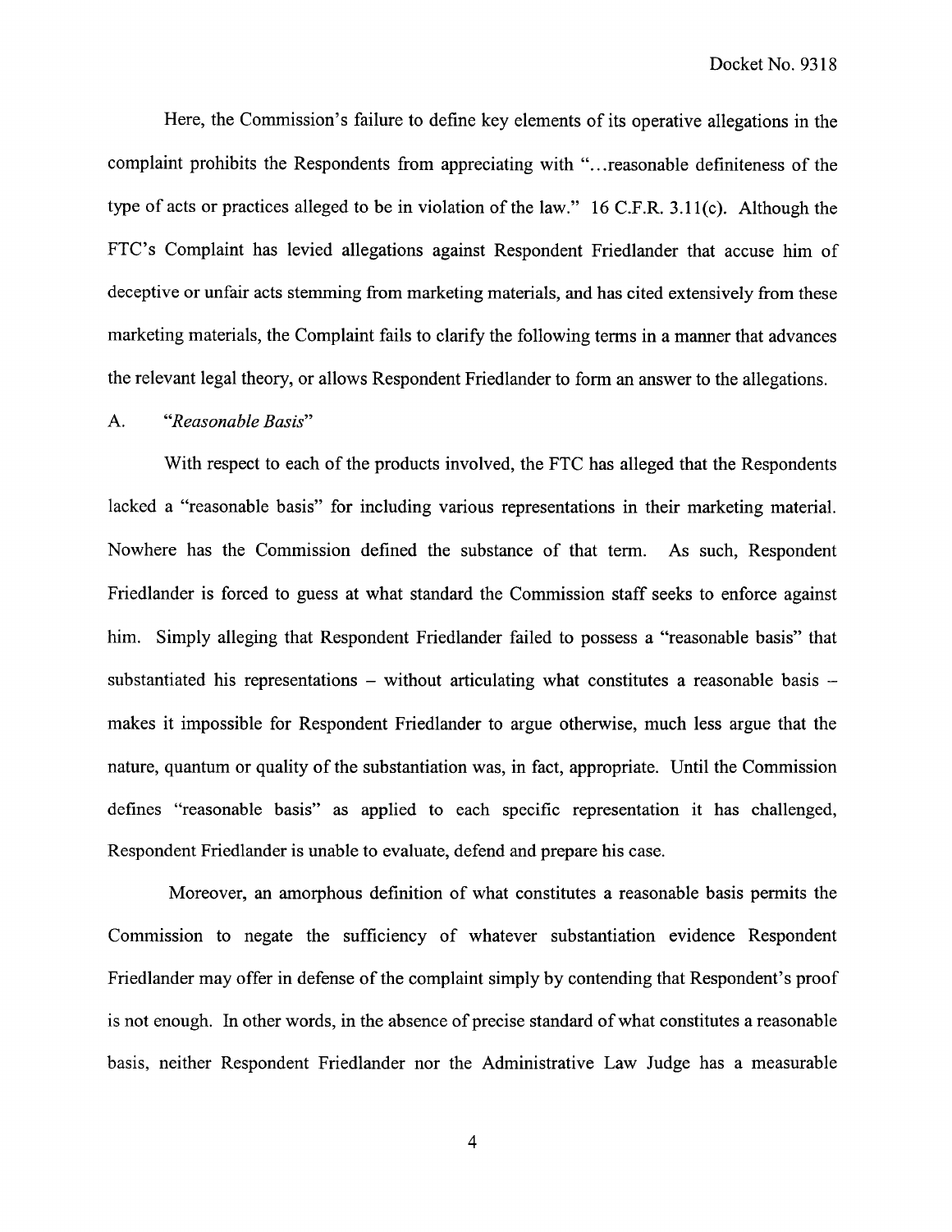Here, the Commission's failure to define key elements of its operative allegations in the complaint prohibits the Respondents from appreciating with "...reasonable definiteness of the type of acts or practices alleged to be in violation of the law." 16 C.F.R. 3.11(c). Although the FTC's Complaint has levied allegations against Respondent Friedlander that accuse him of deceptive or unfair acts stemming from marketing materials, and has cited extensively from these marketing materials, the Complaint fails to clarify the following terms in a manner that advances the relevant legal theory, or allows Respondent Friedlander to form an answer to the allegations.

A. *"Reasonable Basis"*

With respect to each of the products involved, the FTC has alleged that the Respondents lacked a "reasonable basis" for including various representations in their marketing material. Nowhere has the Commission defined the substance of that term. As such, Respondent Friedlander is forced to guess at what standard the Commission staff seeks to enforce against him. Simply alleging that Respondent Friedlander failed to possess a "reasonable basis" that substantiated his representations – without articulating what constitutes a reasonable basis – makes it impossible for Respondent Friedlander to argue otherwise, much less argue that the nature, quantum or quality of the substantiation was, in fact, appropriate. Until the Commission defines "reasonable basis" as applied to each specific representation it has challenged, Respondent Friedlander is unable to evaluate, defend and prepare his case.

Moreover, an amorphous definition of what constitutes a reasonable basis permits the Commission to negate the sufficiency of whatever substantiation evidence Respondent Friedlander may offer in defense of the complaint simply by contending that Respondent's proof is not enough. In other words, in the absence of precise standard of what constitutes a reasonable basis, neither Respondent Friedlander nor the Administrative Law Judge has a measurable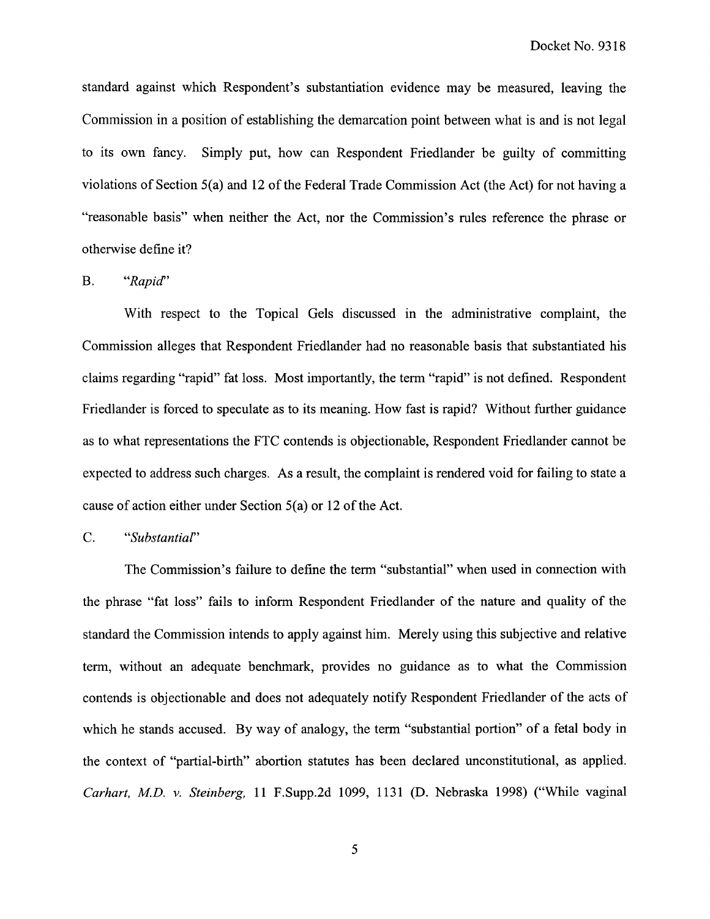standard against which Respondent's substantiation evidence may be measured, leaving the Commission in a position of establishing the demarcation point between what is and is not legal to its own fancy. Simply put, how can Respondent Friedlander be guilty of committing violations of Section 5(a) and 12 of the Federal Trade Commission Act (the Act) for not having a "reasonable basis" when neither the Act, nor the Commission's rules reference the phrase or otherwise define it?

B. *"Rapid"*

With respect to the Topical Gels discussed in the administrative complaint, the Commission alleges that Respondent Friedlander had no reasonable basis that substantiated his claims regarding "rapid" fat loss. Most importantly, the term "rapid" is not defined. Respondent Friedlander is forced to speculate as to its meaning. How fast is rapid? Without further guidance as to what representations the FTC contends is objectionable, Respondent Friedlander cannot be expected to address such charges. As a result, the complaint is rendered void for failing to state a cause of action either under Section 5(a) or 12 of the Act.

C. *"Substantial"*

The Commission's failure to define the term "substantial" when used in connection with the phrase "fat loss" fails to inform Respondent Friedlander of the nature and quality of the standard the Commission intends to apply against him. Merely using this subjective and relative term, without an adequate benchmark, provides no guidance as to what the Commission contends is objectionable and does not adequately notify Respondent Friedlander of the acts of which he stands accused. By way of analogy, the term "substantial portion" of a fetal body in the context of "partial-birth" abortion statutes has been declared unconstitutional, as applied. *Carhart, M.D. v. Steinberg,* 11 F.Supp.2d 1099, 1131 (D. Nebraska 1998) ("While vaginal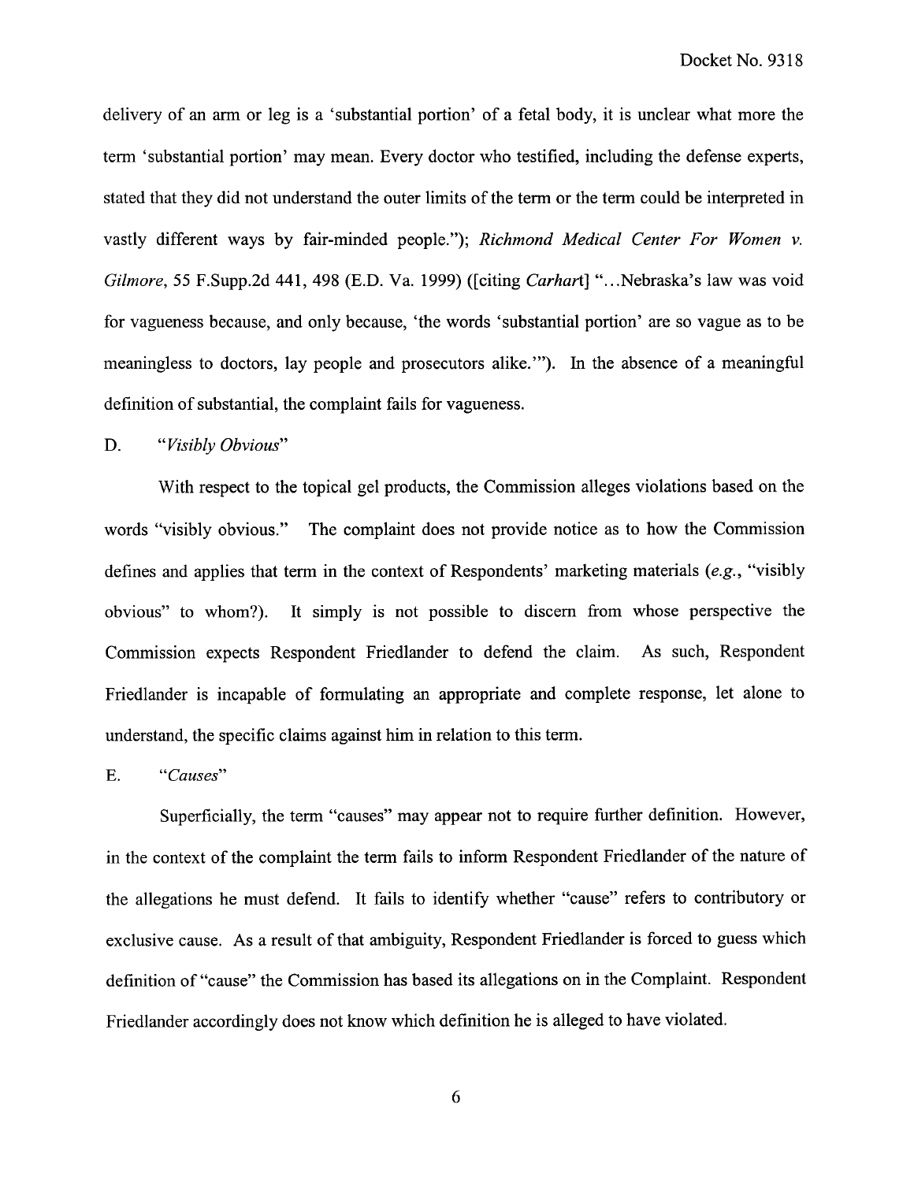delivery of an arm or leg is a 'substantial portion' of a fetal body, it is unclear what more the term 'substantial portion' may mean. Every doctor who testified, including the defense experts, stated that they did not understand the outer limits of the term or the term could be interpreted in vastly different ways by fair-minded people."); *Richmond Medical Center For Women v. Gilmore*, 55 F.Supp.2d 441, 498 (E.D. Va. 1999) ([citing *Carhart*] "...Nebraska's law was void for vagueness because, and only because, 'the words 'substantial portion' are so vague as to be meaningless to doctors, lay people and prosecutors alike.'"). In the absence of a meaningful definition of substantial, the complaint fails for vagueness.

D. *"Visibly Obvious"*

With respect to the topical gel products, the Commission alleges violations based on the words "visibly obvious." The complaint does not provide notice as to how the Commission defines and applies that term in the context of Respondents' marketing materials (*e.g.*, "visibly obvious" to whom?). It simply is not possible to discern from whose perspective the Commission expects Respondent Friedlander to defend the claim. As such, Respondent Friedlander is incapable of formulating an appropriate and complete response, let alone to understand, the specific claims against him in relation to this term.

E. *"Causes"*

Superficially, the term "causes" may appear not to require further definition. However, in the context of the complaint the term fails to inform Respondent Friedlander of the nature of the allegations he must defend. It fails to identify whether "cause" refers to contributory or exclusive cause. As a result of that ambiguity, Respondent Friedlander is forced to guess which definition of "cause" the Commission has based its allegations on in the Complaint. Respondent Friedlander accordingly does not know which definition he is alleged to have violated.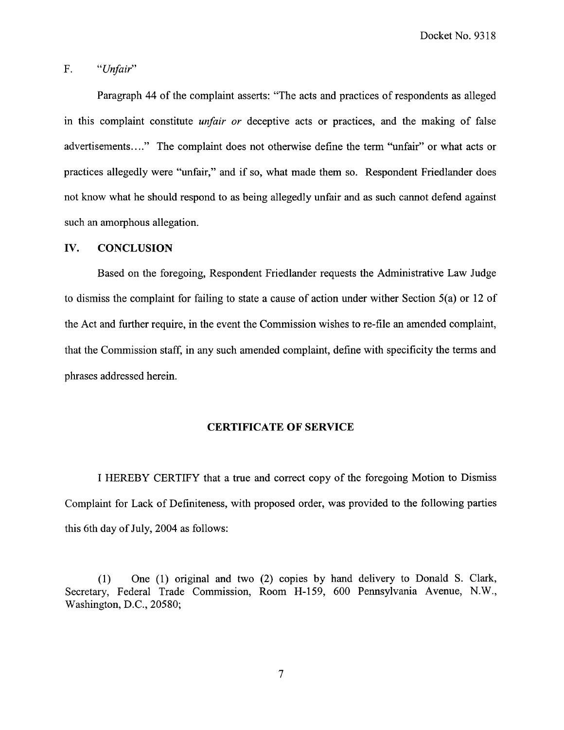F. *"Unfair"*

Paragraph 44 of the complaint asserts: "The acts and practices of respondents as alleged in this complaint constitute *unfair or* deceptive acts or practices, and the making of false advertisements…." The complaint does not otherwise define the term "unfair" or what acts or practices allegedly were "unfair," and if so, what made them so. Respondent Friedlander does not know what he should respond to as being allegedly unfair and as such cannot defend against such an amorphous allegation.

## IV. CONCLUSION

Based on the foregoing, Respondent Friedlander requests the Administrative Law Judge to dismiss the complaint for failing to state a cause of action under wither Section 5(a) or 12 of the Act and further require, in the event the Commission wishes to re-file an amended complaint, that the Commission staff, in any such amended complaint, define with specificity the terms and phrases addressed herein.

## CERTIFICATE OF SERVICE

I HEREBY CERTIFY that a true and correct copy of the foregoing Motion to Dismiss Complaint for Lack of Definiteness, with proposed order, was provided to the following parties this 6th day of July, 2004 as follows:

(1) One (1) original and two (2) copies by hand delivery to Donald S. Clark, Secretary, Federal Trade Commission, Room H-159, 600 Pennsylvania Avenue, N.W., Washington, D.C., 20580;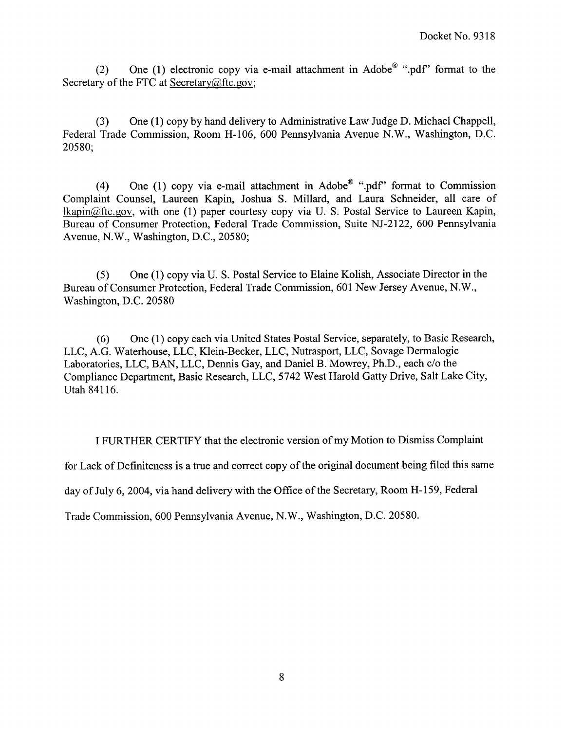(2) One (1) electronic copy via e-mail attachment in Adobe® ".pdf" format to the Secretary of the FTC at Secretary@ftc.gov;

(3) One (1) copy by hand delivery to Administrative Law Judge D. Michael Chappell, Federal Trade Commission, Room H-106, 600 Pennsylvania Avenue N.W., Washington, D.C. 20580;

(4) One (1) copy via e-mail attachment in Adobe® ".pdf" format to Commission Complaint Counsel, Laureen Kapin, Joshua S. Millard, and Laura Schneider, all care of lkapin@ftc.gov, with one (1) paper courtesy copy via U. S. Postal Service to Laureen Kapin, Bureau of Consumer Protection, Federal Trade Commission, Suite NJ-2122, 600 Pennsylvania Avenue, N.W., Washington, D.C., 20580;

(5) One (1) copy via U. S. Postal Service to Elaine Kolish, Associate Director in the Bureau of Consumer Protection, Federal Trade Commission, 601 New Jersey Avenue, N.W., Washington, D.C. 20580

(6) One (1) copy each via United States Postal Service, separately, to Basic Research, LLC, A.G. Waterhouse, LLC, Klein-Becker, LLC, Nutrasport, LLC, Sovage Dermalogic Laboratories, LLC, BAN, LLC, Dennis Gay, and Daniel B. Mowrey, Ph.D., each c/o the Compliance Department, Basic Research, LLC, 5742 West Harold Gatty Drive, Salt Lake City, Utah 84116.

I FURTHER CERTIFY that the electronic version of my Motion to Dismiss Complaint for Lack of Definiteness is a true and correct copy of the original document being filed this same day of July 6, 2004, via hand delivery with the Office of the Secretary, Room H-159, Federal Trade Commission, 600 Pennsylvania Avenue, N.W., Washington, D.C. 20580.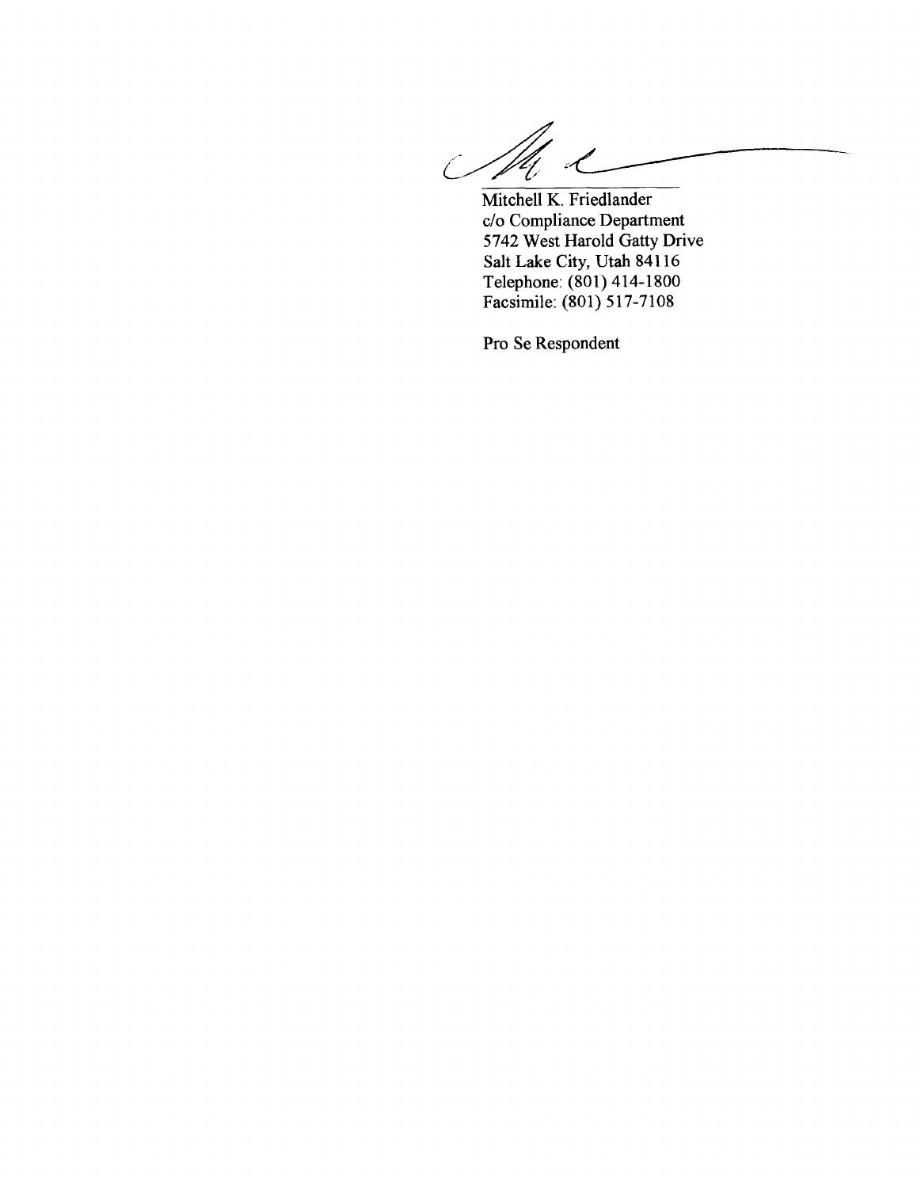Mitchell K. Friedlander
c/o Compliance Department
5742 West Harold Gatty Drive
Salt Lake City, Utah 84116
Telephone: (801) 414-1800
Facsimile: (801) 517-7108

Pro Se Respondent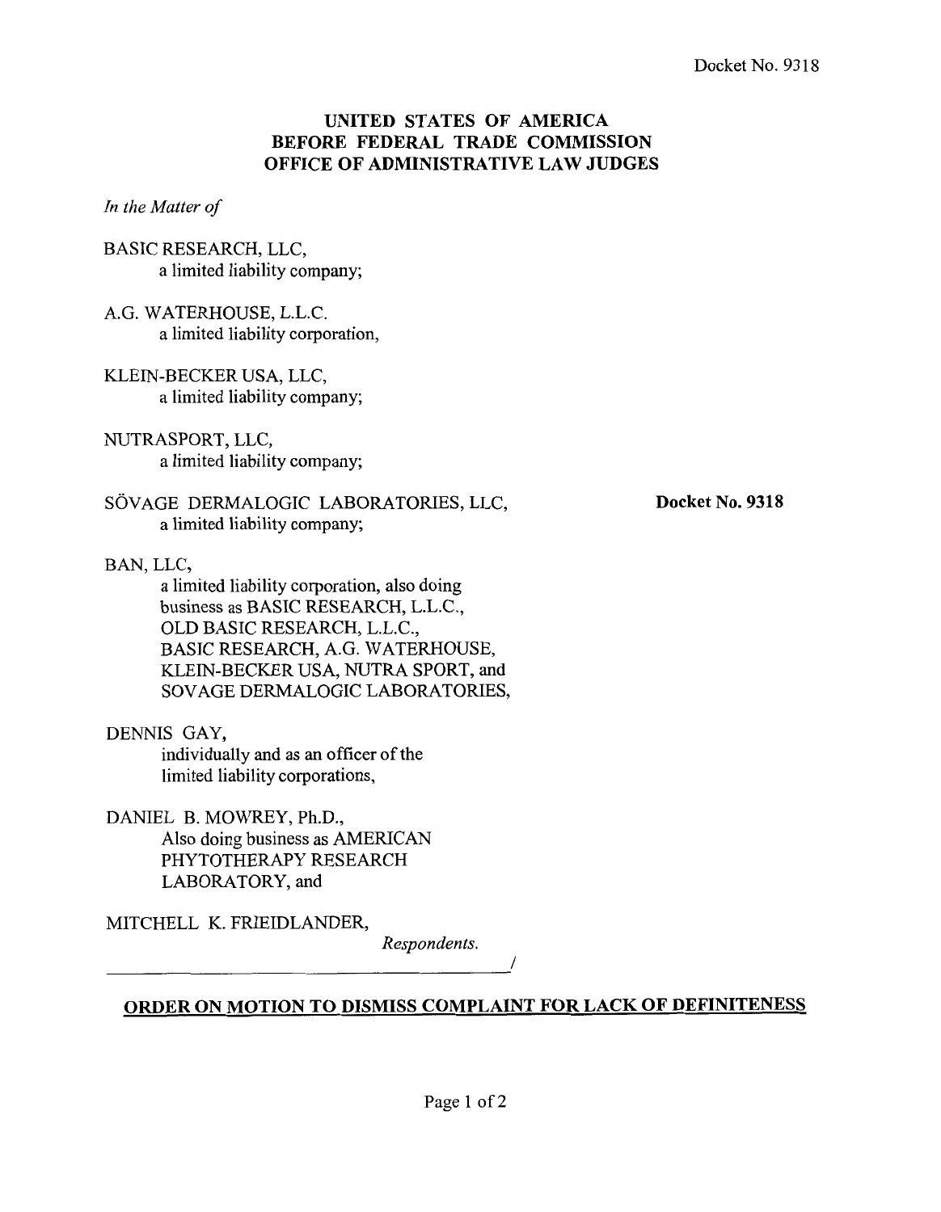Docket No. 9318

**UNITED STATES OF AMERICA**
**BEFORE FEDERAL TRADE COMMISSION**
**OFFICE OF ADMINISTRATIVE LAW JUDGES**

*In the Matter of*

BASIC RESEARCH, LLC,
a limited liability company;

A.G. WATERHOUSE, L.L.C.
a limited liability corporation,

KLEIN-BECKER USA, LLC,
a limited liability company;

NUTRASPORT, LLC,
a limited liability company;

SÖVAGE DERMALOGIC LABORATORIES, LLC,
a limited liability company;

**Docket No. 9318**

BAN, LLC,
a limited liability corporation, also doing business as BASIC RESEARCH, L.L.C., OLD BASIC RESEARCH, L.L.C., BASIC RESEARCH, A.G. WATERHOUSE, KLEIN-BECKER USA, NUTRA SPORT, and SOVAGE DERMALOGIC LABORATORIES,

DENNIS GAY,
individually and as an officer of the limited liability corporations,

DANIEL B. MOWREY, Ph.D.,
Also doing business as AMERICAN PHYTOTHERAPY RESEARCH LABORATORY, and

MITCHELL K. FRIEIDLANDER,

*Respondents.*

## ORDER ON MOTION TO DISMISS COMPLAINT FOR LACK OF DEFINITENESS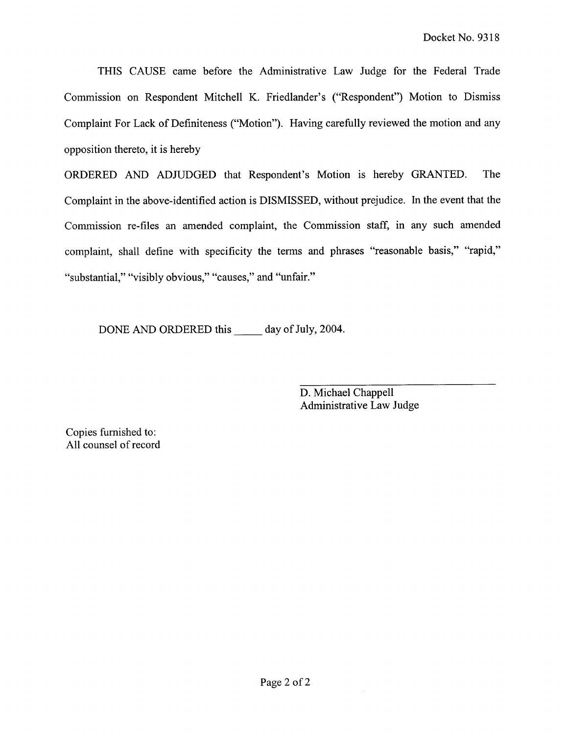Docket No. 9318

THIS CAUSE came before the Administrative Law Judge for the Federal Trade Commission on Respondent Mitchell K. Friedlander's ("Respondent") Motion to Dismiss Complaint For Lack of Definiteness ("Motion"). Having carefully reviewed the motion and any opposition thereto, it is hereby

ORDERED AND ADJUDGED that Respondent's Motion is hereby GRANTED. The Complaint in the above-identified action is DISMISSED, without prejudice. In the event that the Commission re-files an amended complaint, the Commission staff, in any such amended complaint, shall define with specificity the terms and phrases "reasonable basis," "rapid," "substantial," "visibly obvious," "causes," and "unfair."

DONE AND ORDERED this _____ day of July, 2004.

D. Michael Chappell
Administrative Law Judge

Copies furnished to:
All counsel of record